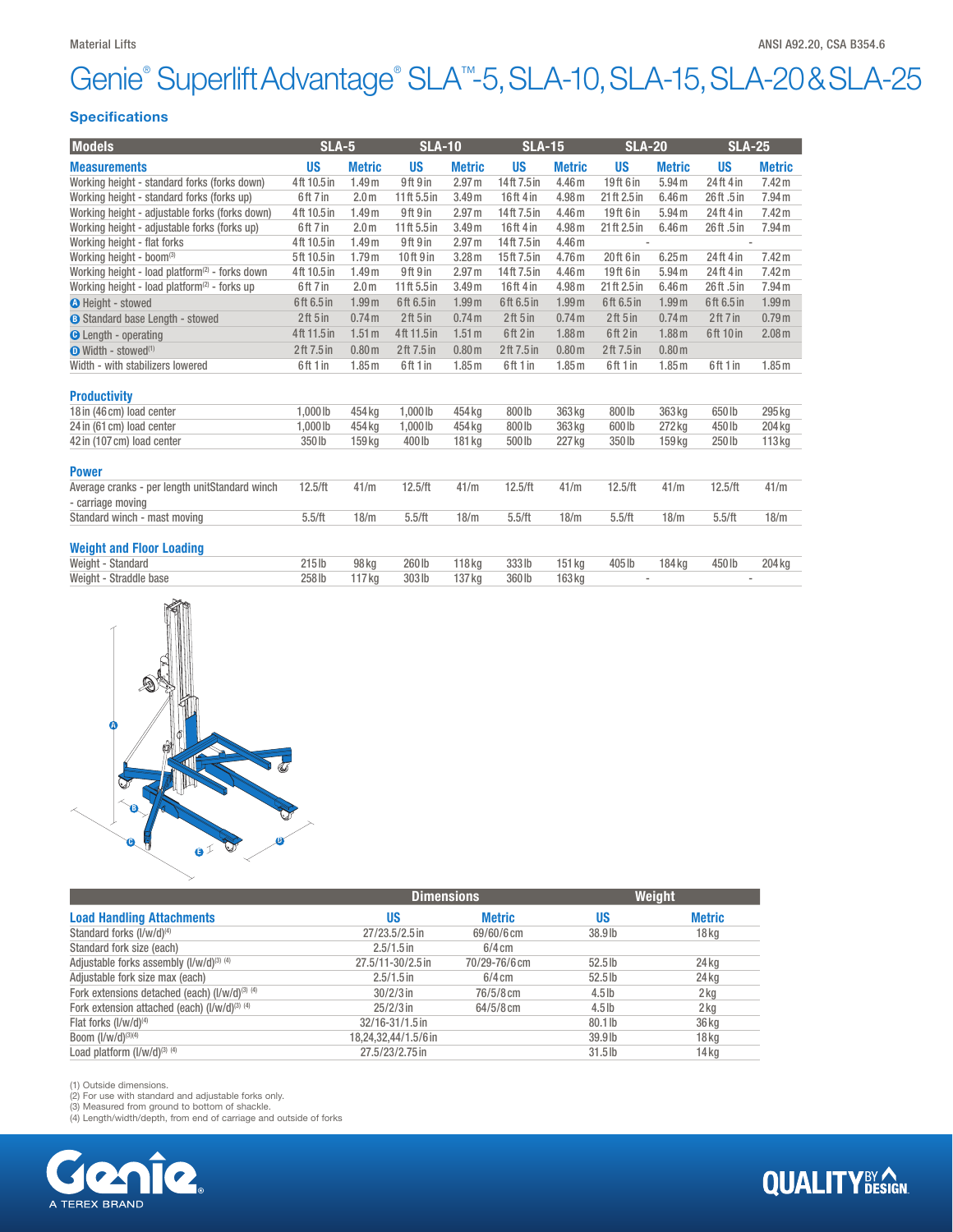Material Lifts

ANSI A92.20, CSA B354.6

# Genie® Superlift Advantage® SLA™-5, SLA-10, SLA-15, SLA-20 & SLA-25

## Specifications

| Models | SLA-5 | | SLA-10 | | SLA-15 | | SLA-20 | | SLA-25 | |
|---|---|---|---|---|---|---|---|---|---|---|
| **Measurements** | **US** | **Metric** | **US** | **Metric** | **US** | **Metric** | **US** | **Metric** | **US** | **Metric** |
| Working height - standard forks (forks down) | 4 ft 10.5 in | 1.49 m | 9 ft 9 in | 2.97 m | 14 ft 7.5 in | 4.46 m | 19 ft 6 in | 5.94 m | 24 ft 4 in | 7.42 m |
| Working height - standard forks (forks up) | 6 ft 7 in | 2.0 m | 11 ft 5.5 in | 3.49 m | 16 ft 4 in | 4.98 m | 21 ft 2.5 in | 6.46 m | 26 ft .5 in | 7.94 m |
| Working height - adjustable forks (forks down) | 4 ft 10.5 in | 1.49 m | 9 ft 9 in | 2.97 m | 14 ft 7.5 in | 4.46 m | 19 ft 6 in | 5.94 m | 24 ft 4 in | 7.42 m |
| Working height - adjustable forks (forks up) | 6 ft 7 in | 2.0 m | 11 ft 5.5 in | 3.49 m | 16 ft 4 in | 4.98 m | 21 ft 2.5 in | 6.46 m | 26 ft .5 in | 7.94 m |
| Working height - flat forks | 4 ft 10.5 in | 1.49 m | 9 ft 9 in | 2.97 m | 14 ft 7.5 in | 4.46 m | - | | - | |
| Working height - boom(3) | 5 ft 10.5 in | 1.79 m | 10 ft 9 in | 3.28 m | 15 ft 7.5 in | 4.76 m | 20 ft 6 in | 6.25 m | 24 ft 4 in | 7.42 m |
| Working height - load platform(2) - forks down | 4 ft 10.5 in | 1.49 m | 9 ft 9 in | 2.97 m | 14 ft 7.5 in | 4.46 m | 19 ft 6 in | 5.94 m | 24 ft 4 in | 7.42 m |
| Working height - load platform(2) - forks up | 6 ft 7 in | 2.0 m | 11 ft 5.5 in | 3.49 m | 16 ft 4 in | 4.98 m | 21 ft 2.5 in | 6.46 m | 26 ft .5 in | 7.94 m |
| A Height - stowed | 6 ft 6.5 in | 1.99 m | 6 ft 6.5 in | 1.99 m | 6 ft 6.5 in | 1.99 m | 6 ft 6.5 in | 1.99 m | 6 ft 6.5 in | 1.99 m |
| B Standard base Length - stowed | 2 ft 5 in | 0.74 m | 2 ft 5 in | 0.74 m | 2 ft 5 in | 0.74 m | 2 ft 5 in | 0.74 m | 2 ft 7 in | 0.79 m |
| C Length - operating | 4 ft 11.5 in | 1.51 m | 4 ft 11.5 in | 1.51 m | 6 ft 2 in | 1.88 m | 6 ft 2 in | 1.88 m | 6 ft 10 in | 2.08 m |
| D Width - stowed(1) | 2 ft 7.5 in | 0.80 m | 2 ft 7.5 in | 0.80 m | 2 ft 7.5 in | 0.80 m | 2 ft 7.5 in | 0.80 m | | |
| Width - with stabilizers lowered | 6 ft 1 in | 1.85 m | 6 ft 1 in | 1.85 m | 6 ft 1 in | 1.85 m | 6 ft 1 in | 1.85 m | 6 ft 1 in | 1.85 m |
| **Productivity** | | | | | | | | | | |
| 18 in (46 cm) load center | 1,000 lb | 454 kg | 1,000 lb | 454 kg | 800 lb | 363 kg | 800 lb | 363 kg | 650 lb | 295 kg |
| 24 in (61 cm) load center | 1,000 lb | 454 kg | 1,000 lb | 454 kg | 800 lb | 363 kg | 600 lb | 272 kg | 450 lb | 204 kg |
| 42 in (107 cm) load center | 350 lb | 159 kg | 400 lb | 181 kg | 500 lb | 227 kg | 350 lb | 159 kg | 250 lb | 113 kg |
| **Power** | | | | | | | | | | |
| Average cranks - per length unitStandard winch - carriage moving | 12.5/ft | 41/m | 12.5/ft | 41/m | 12.5/ft | 41/m | 12.5/ft | 41/m | 12.5/ft | 41/m |
| Standard winch - mast moving | 5.5/ft | 18/m | 5.5/ft | 18/m | 5.5/ft | 18/m | 5.5/ft | 18/m | 5.5/ft | 18/m |
| **Weight and Floor Loading** | | | | | | | | | | |
| Weight - Standard | 215 lb | 98 kg | 260 lb | 118 kg | 333 lb | 151 kg | 405 lb | 184 kg | 450 lb | 204 kg |
| Weight - Straddle base | 258 lb | 117 kg | 303 lb | 137 kg | 360 lb | 163 kg | - | | - | |

| | Dimensions | | Weight | |
|---|---|---|---|---|
| **Load Handling Attachments** | **US** | **Metric** | **US** | **Metric** |
| Standard forks (l/w/d)(4) | 27/23.5/2.5 in | 69/60/6 cm | 38.9 lb | 18 kg |
| Standard fork size (each) | 2.5/1.5 in | 6/4 cm | | |
| Adjustable forks assembly (l/w/d)(3) (4) | 27.5/11-30/2.5 in | 70/29-76/6 cm | 52.5 lb | 24 kg |
| Adjustable fork size max (each) | 2.5/1.5 in | 6/4 cm | 52.5 lb | 24 kg |
| Fork extensions detached (each) (l/w/d)(3) (4) | 30/2/3 in | 76/5/8 cm | 4.5 lb | 2 kg |
| Fork extension attached (each) (l/w/d)(3) (4) | 25/2/3 in | 64/5/8 cm | 4.5 lb | 2 kg |
| Flat forks (l/w/d)(4) | 32/16-31/1.5 in | | 80.1 lb | 36 kg |
| Boom (l/w/d)(3)(4) | 18,24,32,44/1.5/6 in | | 39.9 lb | 18 kg |
| Load platform (l/w/d)(3) (4) | 27.5/23/2.75 in | | 31.5 lb | 14 kg |

(1) Outside dimensions.
(2) For use with standard and adjustable forks only.
(3) Measured from ground to bottom of shackle.
(4) Length/width/depth, from end of carriage and outside of forks

Genie® A TEREX BRAND

QUALITY BY DESIGN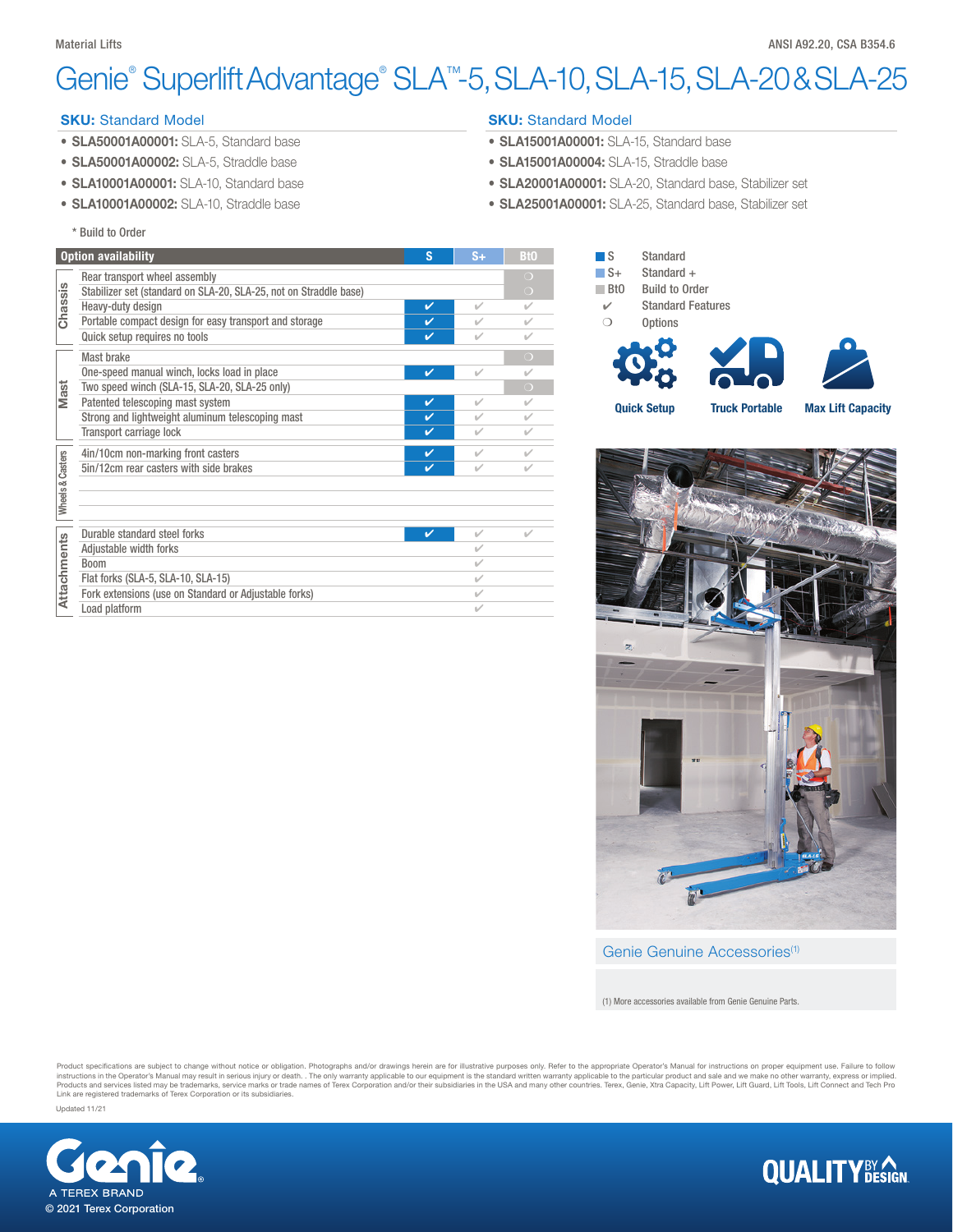Material Lifts

ANSI A92.20, CSA B354.6

# Genie® Superlift Advantage® SLA™-5, SLA-10, SLA-15, SLA-20 & SLA-25

## SKU: Standard Model

- **SLA50001A00001:** SLA-5, Standard base
- **SLA50001A00002:** SLA-5, Straddle base
- **SLA10001A00001:** SLA-10, Standard base
- **SLA10001A00002:** SLA-10, Straddle base

\* Build to Order

## SKU: Standard Model

- **SLA15001A00001:** SLA-15, Standard base
- **SLA15001A00004:** SLA-15, Straddle base
- **SLA20001A00001:** SLA-20, Standard base, Stabilizer set
- **SLA25001A00001:** SLA-25, Standard base, Stabilizer set

| | Option availability | S | S+ | BtO |
|---|---|---|---|---|
| Chassis | Rear transport wheel assembly | | | ❍ |
| | Stabilizer set (standard on SLA-20, SLA-25, not on Straddle base) | | | ❍ |
| | Heavy-duty design | ✔ | ✔ | ✔ |
| | Portable compact design for easy transport and storage | ✔ | ✔ | ✔ |
| | Quick setup requires no tools | ✔ | ✔ | ✔ |
| Mast | Mast brake | | | ❍ |
| | One-speed manual winch, locks load in place | ✔ | ✔ | ✔ |
| | Two speed winch (SLA-15, SLA-20, SLA-25 only) | | | ❍ |
| | Patented telescoping mast system | ✔ | ✔ | ✔ |
| | Strong and lightweight aluminum telescoping mast | ✔ | ✔ | ✔ |
| | Transport carriage lock | ✔ | ✔ | ✔ |
| Wheels & Casters | 4in/10cm non-marking front casters | ✔ | ✔ | ✔ |
| | 5in/12cm rear casters with side brakes | ✔ | ✔ | ✔ |
| Attachments | Durable standard steel forks | ✔ | ✔ | ✔ |
| | Adjustable width forks | | ✔ | |
| | Boom | | ✔ | |
| | Flat forks (SLA-5, SLA-10, SLA-15) | | ✔ | |
| | Fork extensions (use on Standard or Adjustable forks) | | ✔ | |
| | Load platform | | ✔ | |

- S — Standard
- S+ — Standard +
- BtO — Build to Order
- ✔ — Standard Features
- ❍ — Options

Quick Setup

Truck Portable

Max Lift Capacity

Genie Genuine Accessories[1]

(1) More accessories available from Genie Genuine Parts.

Product specifications are subject to change without notice or obligation. Photographs and/or drawings herein are for illustrative purposes only. Refer to the appropriate Operator's Manual for instructions on proper equipment use. Failure to follow instructions in the Operator's Manual may result in serious injury or death. . The only warranty applicable to our equipment is the standard written warranty applicable to the particular product and sale and we make no other warranty, express or implied. Products and services listed may be trademarks, service marks or trade names of Terex Corporation and/or their subsidiaries in the USA and many other countries. Terex, Genie, Xtra Capacity, Lift Power, Lift Guard, Lift Tools, Lift Connect and Tech Pro Link are registered trademarks of Terex Corporation or its subsidiaries.

Updated 11/21

Genie® A TEREX BRAND

© 2021 Terex Corporation

QUALITY BY DESIGN